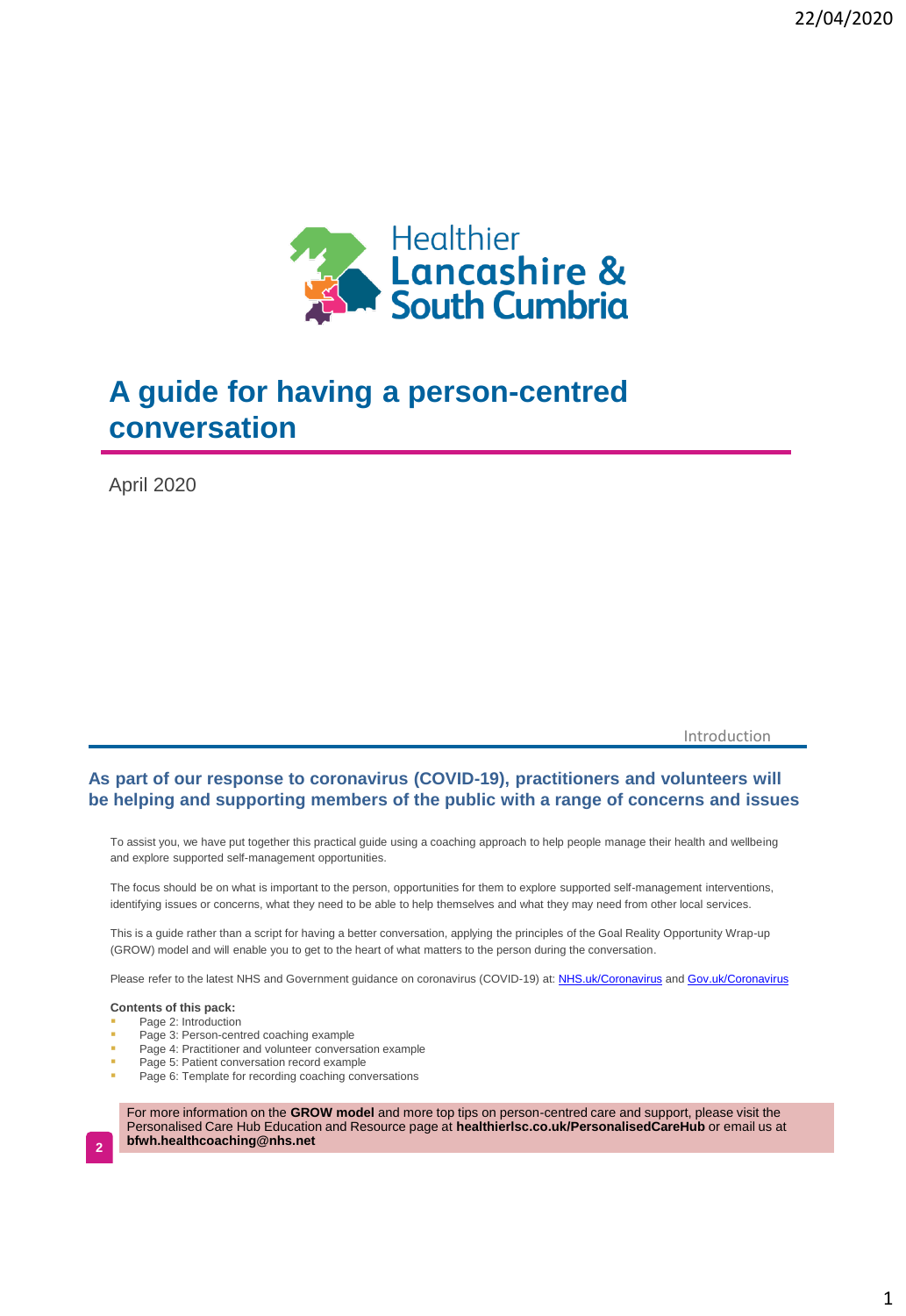Healthier Lancashire & South Cumbria

# A guide for having a person-centred conversation

April 2020

## Introduction

### As part of our response to coronavirus (COVID-19), practitioners and volunteers will be helping and supporting members of the public with a range of concerns and issues

To assist you, we have put together this practical guide using a coaching approach to help people manage their health and wellbeing and explore supported self-management opportunities.

The focus should be on what is important to the person, opportunities for them to explore supported self-management interventions, identifying issues or concerns, what they need to be able to help themselves and what they may need from other local services.

This is a guide rather than a script for having a better conversation, applying the principles of the Goal Reality Opportunity Wrap-up (GROW) model and will enable you to get to the heart of what matters to the person during the conversation.

Please refer to the latest NHS and Government guidance on coronavirus (COVID-19) at: NHS.uk/Coronavirus and Gov.uk/Coronavirus

**Contents of this pack:**

- Page 2: Introduction
- Page 3: Person-centred coaching example
- Page 4: Practitioner and volunteer conversation example
- Page 5: Patient conversation record example
- Page 6: Template for recording coaching conversations

For more information on the **GROW model** and more top tips on person-centred care and support, please visit the Personalised Care Hub Education and Resource page at **healthierlsc.co.uk/PersonalisedCareHub** or email us at **bfwh.healthcoaching@nhs.net**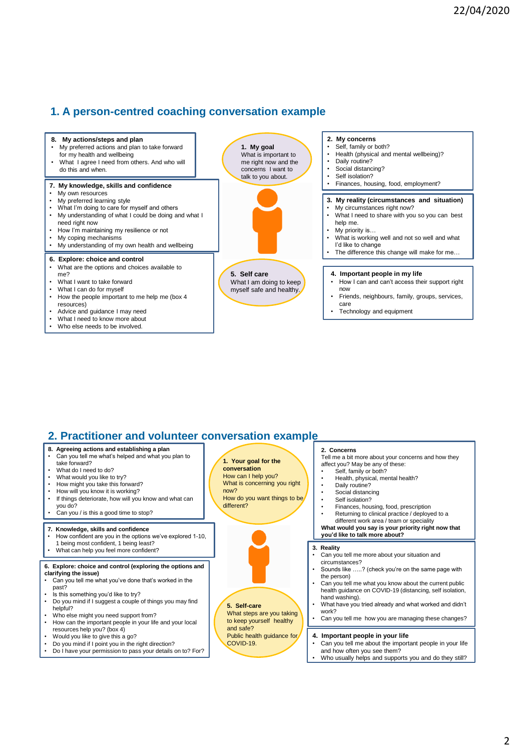## 1. A person-centred coaching conversation example

**1. My goal**
What is important to me right now and the concerns I want to talk to you about.

**2. My concerns**

- Self, family or both?
- Health (physical and mental wellbeing)?
- Daily routine?
- Social distancing?
- Self isolation?
- Finances, housing, food, employment?

**3. My reality (circumstances and situation)**

- My circumstances right now?
- What I need to share with you so you can best help me.
- My priority is…
- What is working well and not so well and what I'd like to change
- The difference this change will make for me…

**4. Important people in my life**

- How I can and can't access their support right now
- Friends, neighbours, family, groups, services, care
- Technology and equipment

**5. Self care**
What I am doing to keep myself safe and healthy.

**6. Explore: choice and control**

- What are the options and choices available to me?
- What I want to take forward
- What I can do for myself
- How the people important to me help me (box 4 resources)
- Advice and guidance I may need
- What I need to know more about
- Who else needs to be involved.

**7. My knowledge, skills and confidence**

- My own resources
- My preferred learning style
- What I'm doing to care for myself and others
- My understanding of what I could be doing and what I need right now
- How I'm maintaining my resilience or not
- My coping mechanisms
- My understanding of my own health and wellbeing

**8. My actions/steps and plan**

- My preferred actions and plan to take forward for my health and wellbeing
- What I agree I need from others. And who will do this and when.

## 2. Practitioner and volunteer conversation example

**1. Your goal for the conversation**
How can I help you?
What is concerning you right now?
How do you want things to be different?

**2. Concerns**
Tell me a bit more about your concerns and how they affect you? May be any of these:

- Self, family or both?
- Health, physical, mental health?
- Daily routine?
- Social distancing
- Self isolation?
- Finances, housing, food, prescription
- Returning to clinical practice / deployed to a different work area / team or speciality

**What would you say is your priority right now that you'd like to talk more about?**

**3. Reality**

- Can you tell me more about your situation and circumstances?
- Sounds like …..? (check you're on the same page with the person)
- Can you tell me what you know about the current public health guidance on COVID-19 (distancing, self isolation, hand washing).
- What have you tried already and what worked and didn't work?
- Can you tell me how you are managing these changes?

**4. Important people in your life**

- Can you tell me about the important people in your life and how often you see them?
- Who usually helps and supports you and do they still?

**5. Self-care**
What steps are you taking to keep yourself healthy and safe?
Public health guidance for COVID-19.

**6. Explore: choice and control (exploring the options and clarifying the issue)**

- Can you tell me what you've done that's worked in the past?
- Is this something you'd like to try?
- Do you mind if I suggest a couple of things you may find helpful?
- Who else might you need support from?
- How can the important people in your life and your local resources help you? (box 4)
- Would you like to give this a go?
- Do you mind if I point you in the right direction?
- Do I have your permission to pass your details on to? For?

**7. Knowledge, skills and confidence**

- How confident are you in the options we've explored 1-10, 1 being most confident, 1 being least?
- What can help you feel more confident?

**8. Agreeing actions and establishing a plan**

- Can you tell me what's helped and what you plan to take forward?
- What do I need to do?
- What would you like to try?
- How might you take this forward?
- How will you know it is working?
- If things deteriorate, how will you know and what can you do?
- Can you / is this a good time to stop?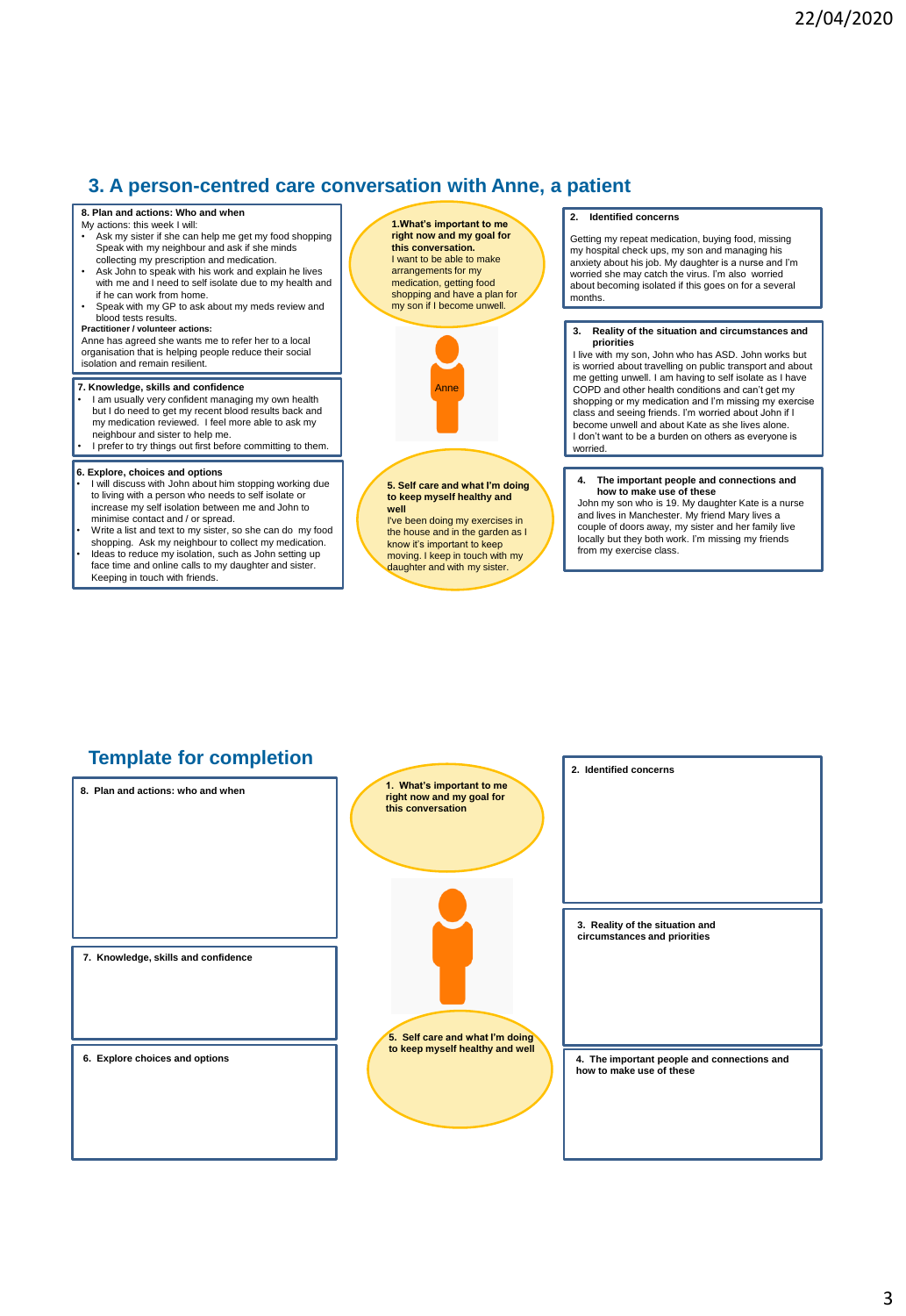# 3. A person-centred care conversation with Anne, a patient

**1. What's important to me right now and my goal for this conversation.**

I want to be able to make arrangements for my medication, getting food shopping and have a plan for my son if I become unwell.

**2. Identified concerns**

Getting my repeat medication, buying food, missing my hospital check ups, my son and managing his anxiety about his job. My daughter is a nurse and I'm worried she may catch the virus. I'm also worried about becoming isolated if this goes on for a several months.

**3. Reality of the situation and circumstances and priorities**

I live with my son, John who has ASD. John works but is worried about travelling on public transport and about me getting unwell. I am having to self isolate as I have COPD and other health conditions and can't get my shopping or my medication and I'm missing my exercise class and seeing friends. I'm worried about John if I become unwell and about Kate as she lives alone. I don't want to be a burden on others as everyone is worried.

**4. The important people and connections and how to make use of these**

John my son who is 19. My daughter Kate is a nurse and lives in Manchester. My friend Mary lives a couple of doors away, my sister and her family live locally but they both work. I'm missing my friends from my exercise class.

**5. Self care and what I'm doing to keep myself healthy and well**

I've been doing my exercises in the house and in the garden as I know it's important to keep moving. I keep in touch with my daughter and with my sister.

**6. Explore, choices and options**

- I will discuss with John about him stopping working due to living with a person who needs to self isolate or increase my self isolation between me and John to minimise contact and / or spread.
- Write a list and text to my sister, so she can do my food shopping. Ask my neighbour to collect my medication.
- Ideas to reduce my isolation, such as John setting up face time and online calls to my daughter and sister. Keeping in touch with friends.

**7. Knowledge, skills and confidence**

- I am usually very confident managing my own health but I do need to get my recent blood results back and my medication reviewed. I feel more able to ask my neighbour and sister to help me.
- I prefer to try things out first before committing to them.

**8. Plan and actions: Who and when**

My actions: this week I will:

- Ask my sister if she can help me get my food shopping Speak with my neighbour and ask if she minds collecting my prescription and medication.
- Ask John to speak with his work and explain he lives with me and I need to self isolate due to my health and if he can work from home.
- Speak with my GP to ask about my meds review and blood tests results.

**Practitioner / volunteer actions:**

Anne has agreed she wants me to refer her to a local organisation that is helping people reduce their social isolation and remain resilient.

## Template for completion

**1. What's important to me right now and my goal for this conversation**

**2. Identified concerns**

**3. Reality of the situation and circumstances and priorities**

**4. The important people and connections and how to make use of these**

**5. Self care and what I'm doing to keep myself healthy and well**

**6. Explore choices and options**

**7. Knowledge, skills and confidence**

**8. Plan and actions: who and when**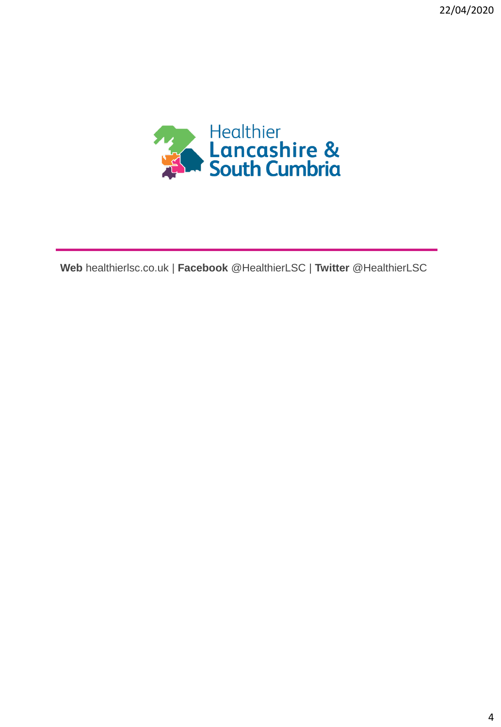Healthier
Lancashire &
South Cumbria

**Web** healthierlsc.co.uk | **Facebook** @HealthierLSC | **Twitter** @HealthierLSC